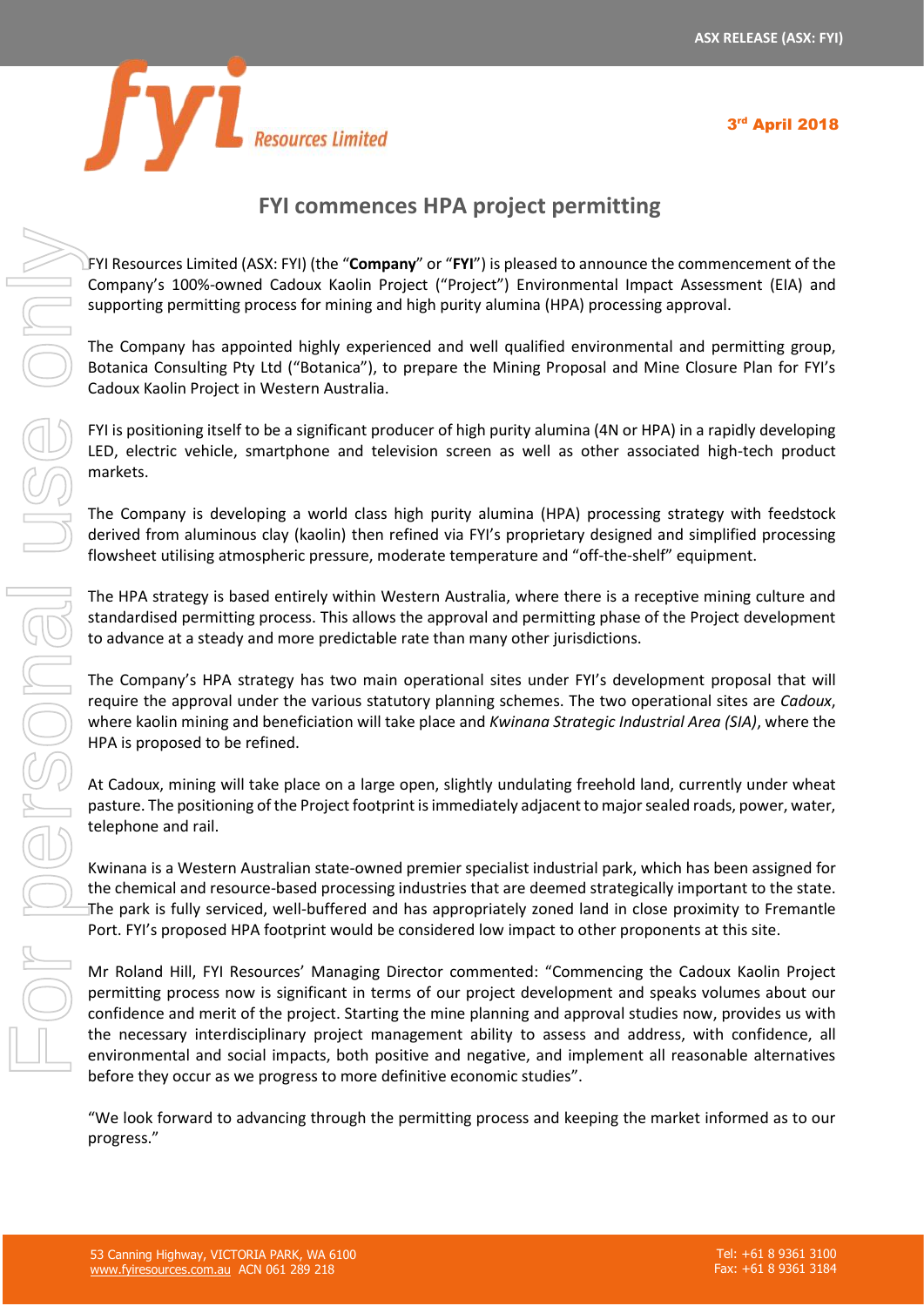ASX RELEASE (ASX: FYI)

fyi Resources Limited

3rd April 2018

# FYI commences HPA project permitting

FYI Resources Limited (ASX: FYI) (the "**Company**" or "**FYI**") is pleased to announce the commencement of the Company's 100%-owned Cadoux Kaolin Project ("Project") Environmental Impact Assessment (EIA) and supporting permitting process for mining and high purity alumina (HPA) processing approval.

The Company has appointed highly experienced and well qualified environmental and permitting group, Botanica Consulting Pty Ltd ("Botanica"), to prepare the Mining Proposal and Mine Closure Plan for FYI's Cadoux Kaolin Project in Western Australia.

FYI is positioning itself to be a significant producer of high purity alumina (4N or HPA) in a rapidly developing LED, electric vehicle, smartphone and television screen as well as other associated high-tech product markets.

The Company is developing a world class high purity alumina (HPA) processing strategy with feedstock derived from aluminous clay (kaolin) then refined via FYI's proprietary designed and simplified processing flowsheet utilising atmospheric pressure, moderate temperature and "off-the-shelf" equipment.

The HPA strategy is based entirely within Western Australia, where there is a receptive mining culture and standardised permitting process. This allows the approval and permitting phase of the Project development to advance at a steady and more predictable rate than many other jurisdictions.

The Company's HPA strategy has two main operational sites under FYI's development proposal that will require the approval under the various statutory planning schemes. The two operational sites are *Cadoux*, where kaolin mining and beneficiation will take place and *Kwinana Strategic Industrial Area (SIA)*, where the HPA is proposed to be refined.

At Cadoux, mining will take place on a large open, slightly undulating freehold land, currently under wheat pasture. The positioning of the Project footprint is immediately adjacent to major sealed roads, power, water, telephone and rail.

Kwinana is a Western Australian state-owned premier specialist industrial park, which has been assigned for the chemical and resource-based processing industries that are deemed strategically important to the state. The park is fully serviced, well-buffered and has appropriately zoned land in close proximity to Fremantle Port. FYI's proposed HPA footprint would be considered low impact to other proponents at this site.

Mr Roland Hill, FYI Resources' Managing Director commented: "Commencing the Cadoux Kaolin Project permitting process now is significant in terms of our project development and speaks volumes about our confidence and merit of the project. Starting the mine planning and approval studies now, provides us with the necessary interdisciplinary project management ability to assess and address, with confidence, all environmental and social impacts, both positive and negative, and implement all reasonable alternatives before they occur as we progress to more definitive economic studies".

"We look forward to advancing through the permitting process and keeping the market informed as to our progress."

53 Canning Highway, VICTORIA PARK, WA 6100
www.fyiresources.com.au ACN 061 289 218

Tel: +61 8 9361 3100
Fax: +61 8 9361 3184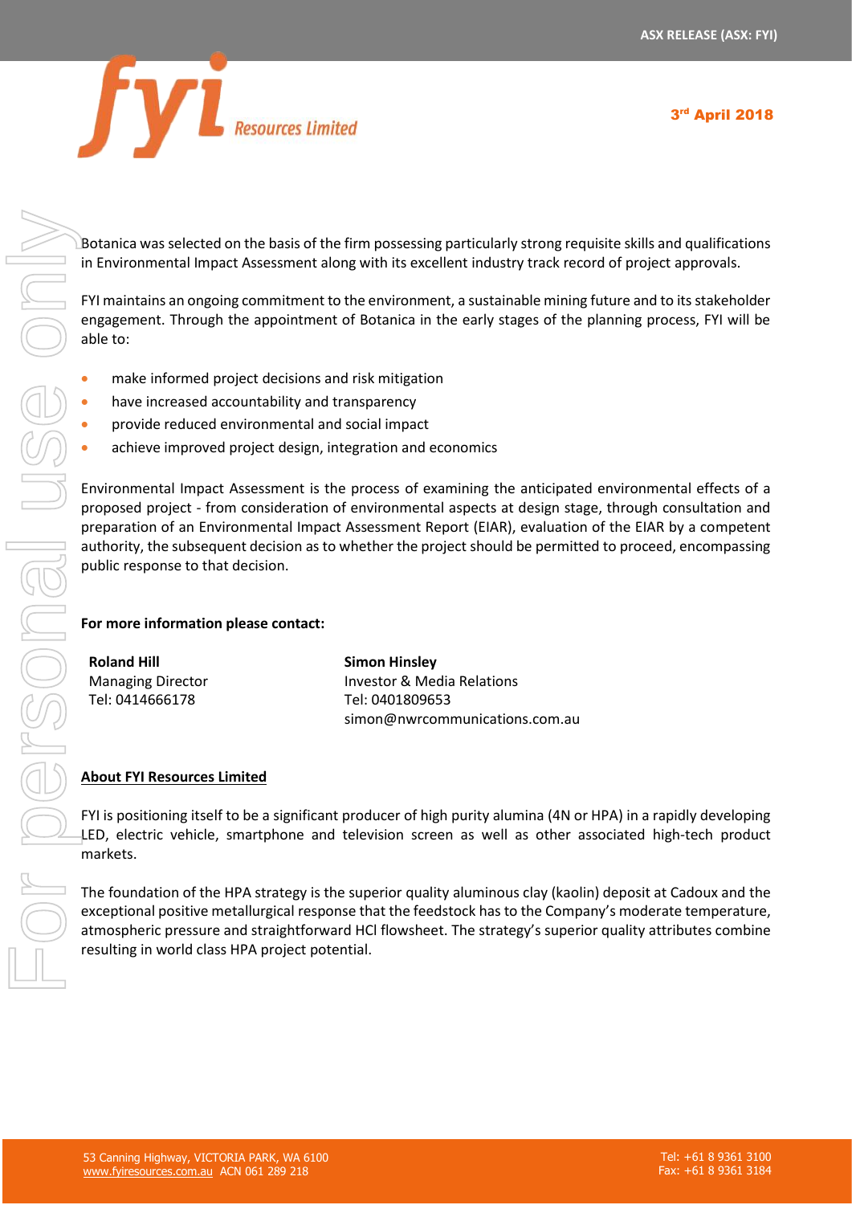Botanica was selected on the basis of the firm possessing particularly strong requisite skills and qualifications in Environmental Impact Assessment along with its excellent industry track record of project approvals.

FYI maintains an ongoing commitment to the environment, a sustainable mining future and to its stakeholder engagement. Through the appointment of Botanica in the early stages of the planning process, FYI will be able to:

- make informed project decisions and risk mitigation
- have increased accountability and transparency
- provide reduced environmental and social impact
- achieve improved project design, integration and economics

Environmental Impact Assessment is the process of examining the anticipated environmental effects of a proposed project - from consideration of environmental aspects at design stage, through consultation and preparation of an Environmental Impact Assessment Report (EIAR), evaluation of the EIAR by a competent authority, the subsequent decision as to whether the project should be permitted to proceed, encompassing public response to that decision.

**For more information please contact:**

**Roland Hill**
Managing Director
Tel: 0414666178

**Simon Hinsley**
Investor & Media Relations
Tel: 0401809653
simon@nwrcommunications.com.au

## About FYI Resources Limited

FYI is positioning itself to be a significant producer of high purity alumina (4N or HPA) in a rapidly developing LED, electric vehicle, smartphone and television screen as well as other associated high-tech product markets.

The foundation of the HPA strategy is the superior quality aluminous clay (kaolin) deposit at Cadoux and the exceptional positive metallurgical response that the feedstock has to the Company's moderate temperature, atmospheric pressure and straightforward HCl flowsheet. The strategy's superior quality attributes combine resulting in world class HPA project potential.